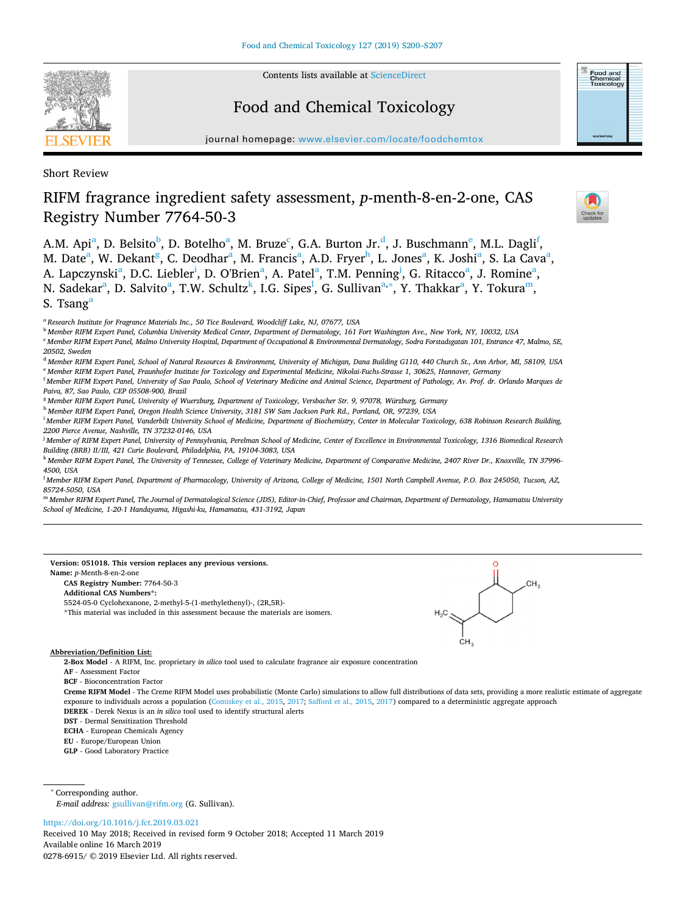Short Review

# RIFM fragrance ingredient safety assessment, *p*-menth-8-en-2-one, CAS Registry Number 7764-50-3

A.M. Api[a], D. Belsito[b], D. Botelho[a], M. Bruze[c], G.A. Burton Jr.[d], J. Buschmann[e], M.L. Dagli[f], M. Date[a], W. Dekant[g], C. Deodhar[a], M. Francis[a], A.D. Fryer[h], L. Jones[a], K. Joshi[a], S. La Cava[a], A. Lapczynski[a], D.C. Liebler[i], D. O'Brien[a], A. Patel[a], T.M. Penning[j], G. Ritacco[a], J. Romine[a], N. Sadekar[a], D. Salvito[a], T.W. Schultz[k], I.G. Sipes[l], G. Sullivan[a,*], Y. Thakkar[a], Y. Tokura[m], S. Tsang[a]

[a] Research Institute for Fragrance Materials Inc., 50 Tice Boulevard, Woodcliff Lake, NJ, 07677, USA
[b] Member RIFM Expert Panel, Columbia University Medical Center, Department of Dermatology, 161 Fort Washington Ave., New York, NY, 10032, USA
[c] Member RIFM Expert Panel, Malmo University Hospital, Department of Occupational & Environmental Dermatology, Sodra Forstadsgatan 101, Entrance 47, Malmo, SE, 20502, Sweden
[d] Member RIFM Expert Panel, School of Natural Resources & Environment, University of Michigan, Dana Building G110, 440 Church St., Ann Arbor, MI, 58109, USA
[e] Member RIFM Expert Panel, Fraunhofer Institute for Toxicology and Experimental Medicine, Nikolai-Fuchs-Strasse 1, 30625, Hannover, Germany
[f] Member RIFM Expert Panel, University of Sao Paulo, School of Veterinary Medicine and Animal Science, Department of Pathology, Av. Prof. dr. Orlando Marques de Paiva, 87, Sao Paulo, CEP 05508-900, Brazil
[g] Member RIFM Expert Panel, University of Wuerzburg, Department of Toxicology, Versbacher Str. 9, 97078, Würzburg, Germany
[h] Member RIFM Expert Panel, Oregon Health Science University, 3181 SW Sam Jackson Park Rd., Portland, OR, 97239, USA
[i] Member RIFM Expert Panel, Vanderbilt University School of Medicine, Department of Biochemistry, Center in Molecular Toxicology, 638 Robinson Research Building, 2200 Pierce Avenue, Nashville, TN 37232-0146, USA
[j] Member of RIFM Expert Panel, University of Pennsylvania, Perelman School of Medicine, Center of Excellence in Environmental Toxicology, 1316 Biomedical Research Building (BRB) II/III, 421 Curie Boulevard, Philadelphia, PA, 19104-3083, USA
[k] Member RIFM Expert Panel, The University of Tennessee, College of Veterinary Medicine, Department of Comparative Medicine, 2407 River Dr., Knoxville, TN 37996-4500, USA
[l] Member RIFM Expert Panel, Department of Pharmacology, University of Arizona, College of Medicine, 1501 North Campbell Avenue, P.O. Box 245050, Tucson, AZ, 85724-5050, USA
[m] Member RIFM Expert Panel, The Journal of Dermatological Science (JDS), Editor-in-Chief, Professor and Chairman, Department of Dermatology, Hamamatsu University School of Medicine, 1-20-1 Handayama, Higashi-ku, Hamamatsu, 431-3192, Japan

**Version: 051018. This version replaces any previous versions.**
**Name:** *p*-Menth-8-en-2-one
**CAS Registry Number:** 7764-50-3
**Additional CAS Numbers*:**
5524-05-0 Cyclohexanone, 2-methyl-5-(1-methylethenyl)-, (2R,5R)-
*This material was included in this assessment because the materials are isomers.

**Abbreviation/Definition List:**

**2-Box Model** - A RIFM, Inc. proprietary *in silico* tool used to calculate fragrance air exposure concentration
**AF** - Assessment Factor
**BCF** - Bioconcentration Factor
**Creme RIFM Model** - The Creme RIFM Model uses probabilistic (Monte Carlo) simulations to allow full distributions of data sets, providing a more realistic estimate of aggregate exposure to individuals across a population (Comiskey et al., 2015, 2017; Safford et al., 2015, 2017) compared to a deterministic aggregate approach
**DEREK** - Derek Nexus is an *in silico* tool used to identify structural alerts
**DST** - Dermal Sensitization Threshold
**ECHA** - European Chemicals Agency
**EU** - Europe/European Union
**GLP** - Good Laboratory Practice

* Corresponding author.
*E-mail address:* gsullivan@rifm.org (G. Sullivan).

https://doi.org/10.1016/j.fct.2019.03.021
Received 10 May 2018; Received in revised form 9 October 2018; Accepted 11 March 2019
Available online 16 March 2019
0278-6915/ © 2019 Elsevier Ltd. All rights reserved.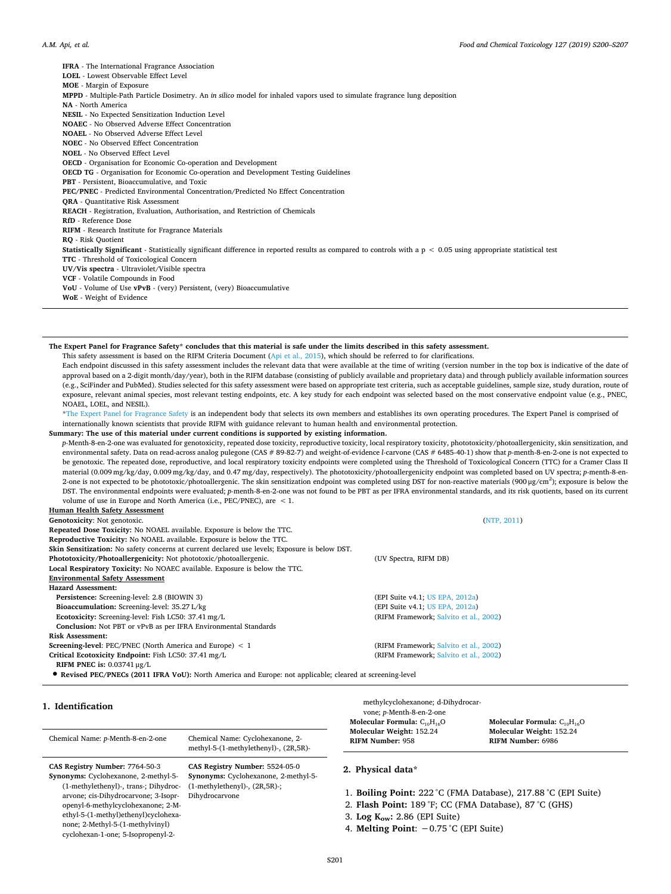**IFRA** - The International Fragrance Association
**LOEL** - Lowest Observable Effect Level
**MOE** - Margin of Exposure
**MPPD** - Multiple-Path Particle Dosimetry. An *in silico* model for inhaled vapors used to simulate fragrance lung deposition
**NA** - North America
**NESIL** - No Expected Sensitization Induction Level
**NOAEC** - No Observed Adverse Effect Concentration
**NOAEL** - No Observed Adverse Effect Level
**NOEC** - No Observed Effect Concentration
**NOEL** - No Observed Effect Level
**OECD** - Organisation for Economic Co-operation and Development
**OECD TG** - Organisation for Economic Co-operation and Development Testing Guidelines
**PBT** - Persistent, Bioaccumulative, and Toxic
**PEC/PNEC** - Predicted Environmental Concentration/Predicted No Effect Concentration
**QRA** - Quantitative Risk Assessment
**REACH** - Registration, Evaluation, Authorisation, and Restriction of Chemicals
**RfD** - Reference Dose
**RIFM** - Research Institute for Fragrance Materials
**RQ** - Risk Quotient
**Statistically Significant** - Statistically significant difference in reported results as compared to controls with a $p < 0.05$ using appropriate statistical test
**TTC** - Threshold of Toxicological Concern
**UV/Vis spectra** - Ultraviolet/Visible spectra
**VCF** - Volatile Compounds in Food
**VoU** - Volume of Use **vPvB** - (very) Persistent, (very) Bioaccumulative
**WoE** - Weight of Evidence

---

**The Expert Panel for Fragrance Safety\* concludes that this material is safe under the limits described in this safety assessment.**

This safety assessment is based on the RIFM Criteria Document (Api et al., 2015), which should be referred to for clarifications.

Each endpoint discussed in this safety assessment includes the relevant data that were available at the time of writing (version number in the top box is indicative of the date of approval based on a 2-digit month/day/year), both in the RIFM database (consisting of publicly available and proprietary data) and through publicly available information sources (e.g., SciFinder and PubMed). Studies selected for this safety assessment were based on appropriate test criteria, such as acceptable guidelines, sample size, study duration, route of exposure, relevant animal species, most relevant testing endpoints, etc. A key study for each endpoint was selected based on the most conservative endpoint value (e.g., PNEC, NOAEL, LOEL, and NESIL).

\*The Expert Panel for Fragrance Safety is an independent body that selects its own members and establishes its own operating procedures. The Expert Panel is comprised of internationally known scientists that provide RIFM with guidance relevant to human health and environmental protection.

**Summary: The use of this material under current conditions is supported by existing information.**

*p*-Menth-8-en-2-one was evaluated for genotoxicity, repeated dose toxicity, reproductive toxicity, local respiratory toxicity, phototoxicity/photoallergenicity, skin sensitization, and environmental safety. Data on read-across analog pulegone (CAS # 89-82-7) and weight-of-evidence *l*-carvone (CAS # 6485-40-1) show that *p*-menth-8-en-2-one is not expected to be genotoxic. The repeated dose, reproductive, and local respiratory toxicity endpoints were completed using the Threshold of Toxicological Concern (TTC) for a Cramer Class II material (0.009 mg/kg/day, 0.009 mg/kg/day, and 0.47 mg/day, respectively). The phototoxicity/photoallergenicity endpoint was completed based on UV spectra; *p*-menth-8-en-2-one is not expected to be phototoxic/photoallergenic. The skin sensitization endpoint was completed using DST for non-reactive materials (900 μg/cm$^2$); exposure is below the DST. The environmental endpoints were evaluated; *p*-menth-8-en-2-one was not found to be PBT as per IFRA environmental standards, and its risk quotients, based on its current volume of use in Europe and North America (i.e., PEC/PNEC), are < 1.

**Human Health Safety Assessment**

**Genotoxicity**: Not genotoxic. (NTP, 2011)
**Repeated Dose Toxicity:** No NOAEL available. Exposure is below the TTC.
**Reproductive Toxicity:** No NOAEL available. Exposure is below the TTC.
**Skin Sensitization:** No safety concerns at current declared use levels; Exposure is below DST.
**Phototoxicity/Photoallergenicity:** Not phototoxic/photoallergenic. (UV Spectra, RIFM DB)
**Local Respiratory Toxicity:** No NOAEC available. Exposure is below the TTC.

**Environmental Safety Assessment**

**Hazard Assessment:**

**Persistence:** Screening-level: 2.8 (BIOWIN 3) (EPI Suite v4.1; US EPA, 2012a)
**Bioaccumulation:** Screening-level: 35.27 L/kg (EPI Suite v4.1; US EPA, 2012a)
**Ecotoxicity:** Screening-level: Fish LC50: 37.41 mg/L (RIFM Framework; Salvito et al., 2002)
**Conclusion:** Not PBT or vPvB as per IFRA Environmental Standards

**Risk Assessment:**

**Screening-level**: PEC/PNEC (North America and Europe) < 1 (RIFM Framework; Salvito et al., 2002)
**Critical Ecotoxicity Endpoint:** Fish LC50: 37.41 mg/L (RIFM Framework; Salvito et al., 2002)
**RIFM PNEC is:** 0.03741 μg/L

- **Revised PEC/PNECs (2011 IFRA VoU):** North America and Europe: not applicable; cleared at screening-level

## 1. Identification

| | |
|---|---|
| Chemical Name: *p*-Menth-8-en-2-one | Chemical Name: Cyclohexanone, 2-methyl-5-(1-methylethenyl)-, (2R,5R)- |
| **CAS Registry Number:** 7764-50-3<br>**Synonyms:** Cyclohexanone, 2-methyl-5-(1-methylethenyl)-, trans-; Dihydrocarvone; cis-Dihydrocarvone; 3-Isopropenyl-6-methylcyclohexanone; 2-Methyl-5-(1-methyl)ethenyl)cyclohexanone; 2-Methyl-5-(1-methylvinyl) cyclohexan-1-one; 5-Isopropenyl-2-methylcyclohexanone; d-Dihydrocarvone; *p*-Menth-8-en-2-one | **CAS Registry Number:** 5524-05-0<br>**Synonyms:** Cyclohexanone, 2-methyl-5-(1-methylethenyl)-, (2R,5R)-; Dihydrocarvone |
| **Molecular Formula:** $C_{10}H_{16}O$ | **Molecular Formula:** $C_{10}H_{16}O$ |
| **Molecular Weight:** 152.24 | **Molecular Weight:** 152.24 |
| **RIFM Number:** 958 | **RIFM Number:** 6986 |

## 2. Physical data*

1. **Boiling Point:** 222 °C (FMA Database), 217.88 °C (EPI Suite)
2. **Flash Point:** 189 °F; CC (FMA Database), 87 °C (GHS)
3. **Log $K_{ow}$:** 2.86 (EPI Suite)
4. **Melting Point**: −0.75 °C (EPI Suite)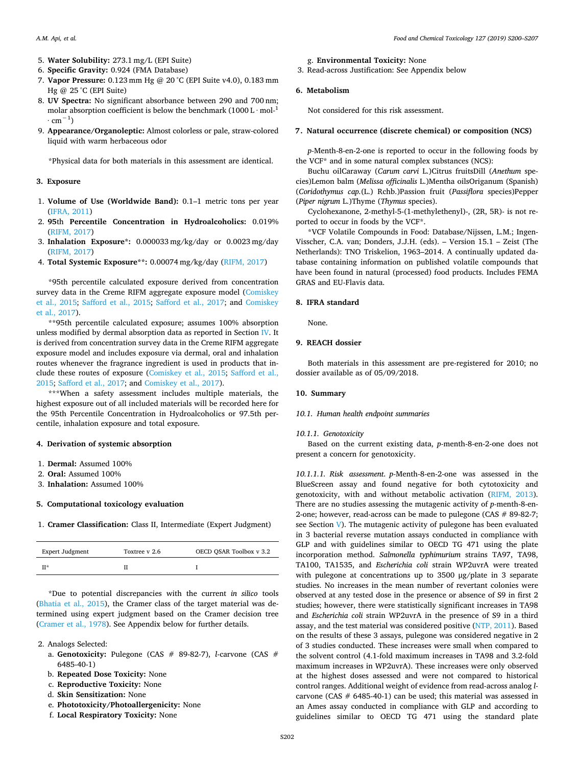5. **Water Solubility:** 273.1 mg/L (EPI Suite)
6. **Specific Gravity:** 0.924 (FMA Database)
7. **Vapor Pressure:** 0.123 mm Hg @ 20 °C (EPI Suite v4.0), 0.183 mm Hg @ 25 °C (EPI Suite)
8. **UV Spectra:** No significant absorbance between 290 and 700 nm; molar absorption coefficient is below the benchmark (1000 L · mol$^{-1}$ · cm$^{-1}$)
9. **Appearance/Organoleptic:** Almost colorless or pale, straw-colored liquid with warm herbaceous odor

\*Physical data for both materials in this assessment are identical.

## 3. Exposure

1. **Volume of Use (Worldwide Band):** 0.1–1 metric tons per year (IFRA, 2011)
2. **95th Percentile Concentration in Hydroalcoholics:** 0.019% (RIFM, 2017)
3. **Inhalation Exposure\*:** 0.000033 mg/kg/day or 0.0023 mg/day (RIFM, 2017)
4. **Total Systemic Exposure\*\*:** 0.00074 mg/kg/day (RIFM, 2017)

\*95th percentile calculated exposure derived from concentration survey data in the Creme RIFM aggregate exposure model (Comiskey et al., 2015; Safford et al., 2015; Safford et al., 2017; and Comiskey et al., 2017).

\*\*95th percentile calculated exposure; assumes 100% absorption unless modified by dermal absorption data as reported in Section IV. It is derived from concentration survey data in the Creme RIFM aggregate exposure model and includes exposure via dermal, oral and inhalation routes whenever the fragrance ingredient is used in products that include these routes of exposure (Comiskey et al., 2015; Safford et al., 2015; Safford et al., 2017; and Comiskey et al., 2017).

\*\*\*When a safety assessment includes multiple materials, the highest exposure out of all included materials will be recorded here for the 95th Percentile Concentration in Hydroalcoholics or 97.5th percentile, inhalation exposure and total exposure.

## 4. Derivation of systemic absorption

1. **Dermal:** Assumed 100%
2. **Oral:** Assumed 100%
3. **Inhalation:** Assumed 100%

## 5. Computational toxicology evaluation

1. **Cramer Classification:** Class II, Intermediate (Expert Judgment)

| Expert Judgment | Toxtree v 2.6 | OECD QSAR Toolbox v 3.2 |
|---|---|---|
| II\* | II | I |

\*Due to potential discrepancies with the current *in silico* tools (Bhatia et al., 2015), the Cramer class of the target material was determined using expert judgment based on the Cramer decision tree (Cramer et al., 1978). See Appendix below for further details.

2. Analogs Selected:
   a. **Genotoxicity:** Pulegone (CAS # 89-82-7), *l*-carvone (CAS # 6485-40-1)
   b. **Repeated Dose Toxicity:** None
   c. **Reproductive Toxicity:** None
   d. **Skin Sensitization:** None
   e. **Phototoxicity/Photoallergenicity:** None
   f. **Local Respiratory Toxicity:** None
   g. **Environmental Toxicity:** None
3. Read-across Justification: See Appendix below

## 6. Metabolism

Not considered for this risk assessment.

## 7. Natural occurrence (discrete chemical) or composition (NCS)

*p*-Menth-8-en-2-one is reported to occur in the following foods by the VCF\* and in some natural complex substances (NCS):

Buchu oilCaraway (*Carum carvi* L.)Citrus fruitsDill (*Anethum* species)Lemon balm (*Melissa officinalis* L.)Mentha oilsOriganum (Spanish) (*Coridothymus cap.*(L.) Rchb.)Passion fruit (*Passiflora* species)Pepper (*Piper nigrum* L.)Thyme (*Thymus* species).

Cyclohexanone, 2-methyl-5-(1-methylethenyl)-, (2R, 5R)- is not reported to occur in foods by the VCF\*.

\*VCF Volatile Compounds in Food: Database/Nijssen, L.M.; Ingen-Visscher, C.A. van; Donders, J.J.H. (eds). – Version 15.1 – Zeist (The Netherlands): TNO Triskelion, 1963–2014. A continually updated database containing information on published volatile compounds that have been found in natural (processed) food products. Includes FEMA GRAS and EU-Flavis data.

## 8. IFRA standard

None.

## 9. REACH dossier

Both materials in this assessment are pre-registered for 2010; no dossier available as of 05/09/2018.

## 10. Summary

### 10.1. Human health endpoint summaries

#### 10.1.1. Genotoxicity

Based on the current existing data, *p*-menth-8-en-2-one does not present a concern for genotoxicity.

*10.1.1.1. Risk assessment.* *p*-Menth-8-en-2-one was assessed in the BlueScreen assay and found negative for both cytotoxicity and genotoxicity, with and without metabolic activation (RIFM, 2013). There are no studies assessing the mutagenic activity of *p*-menth-8-en-2-one; however, read-across can be made to pulegone (CAS # 89-82-7; see Section V). The mutagenic activity of pulegone has been evaluated in 3 bacterial reverse mutation assays conducted in compliance with GLP and with guidelines similar to OECD TG 471 using the plate incorporation method. *Salmonella typhimurium* strains TA97, TA98, TA100, TA1535, and *Escherichia coli* strain WP2uvrA were treated with pulegone at concentrations up to 3500 µg/plate in 3 separate studies. No increases in the mean number of revertant colonies were observed at any tested dose in the presence or absence of S9 in first 2 studies; however, there were statistically significant increases in TA98 and *Escherichia coli* strain WP2uvrA in the presence of S9 in a third assay, and the test material was considered positive (NTP, 2011). Based on the results of these 3 assays, pulegone was considered negative in 2 of 3 studies conducted. These increases were small when compared to the solvent control (4.1-fold maximum increases in TA98 and 3.2-fold maximum increases in WP2uvrA). These increases were only observed at the highest doses assessed and were not compared to historical control ranges. Additional weight of evidence from read-across analog *l*-carvone (CAS # 6485-40-1) can be used; this material was assessed in an Ames assay conducted in compliance with GLP and according to guidelines similar to OECD TG 471 using the standard plate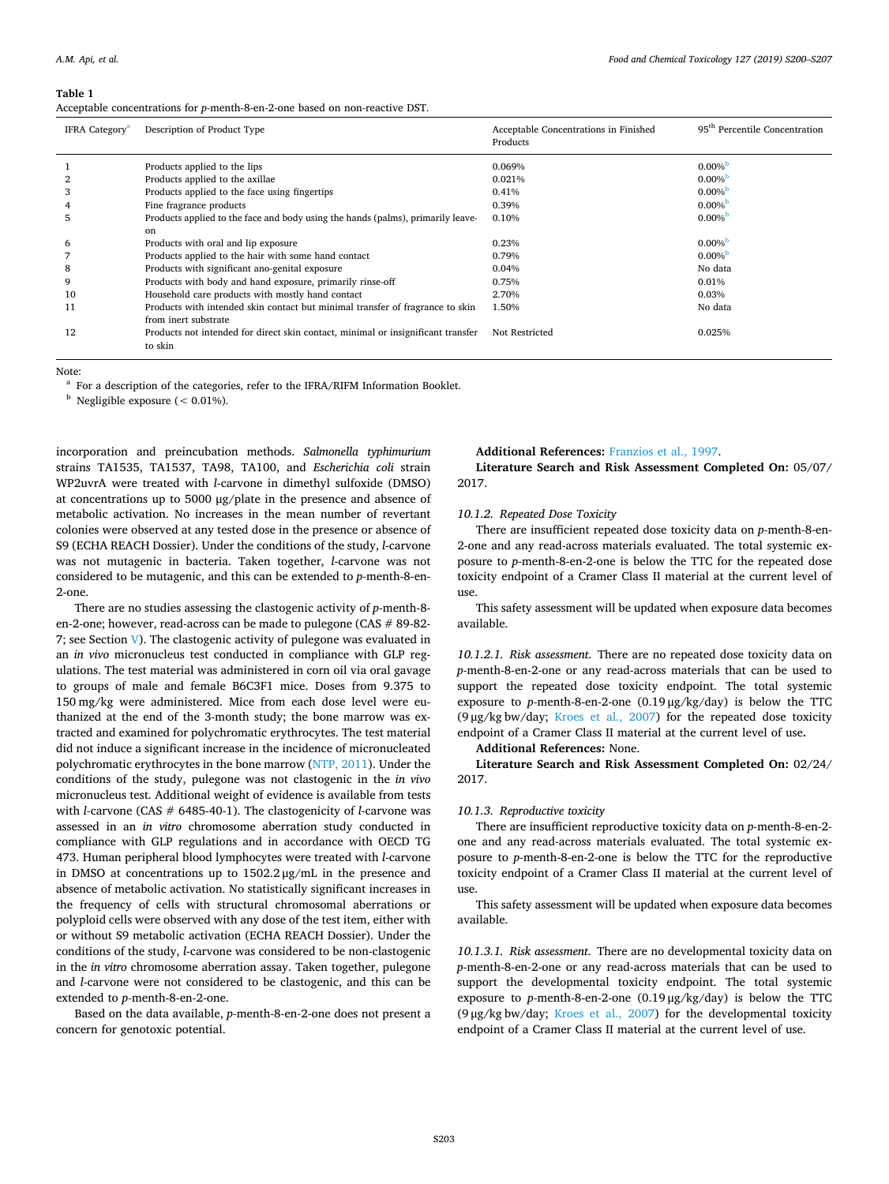**Table 1**

Acceptable concentrations for *p*-menth-8-en-2-one based on non-reactive DST.

| IFRA Category[a] | Description of Product Type | Acceptable Concentrations in Finished Products | 95[th] Percentile Concentration |
|---|---|---|---|
| 1 | Products applied to the lips | 0.069% | 0.00%[b] |
| 2 | Products applied to the axillae | 0.021% | 0.00%[b] |
| 3 | Products applied to the face using fingertips | 0.41% | 0.00%[b] |
| 4 | Fine fragrance products | 0.39% | 0.00%[b] |
| 5 | Products applied to the face and body using the hands (palms), primarily leave-on | 0.10% | 0.00%[b] |
| 6 | Products with oral and lip exposure | 0.23% | 0.00%[b] |
| 7 | Products applied to the hair with some hand contact | 0.79% | 0.00%[b] |
| 8 | Products with significant ano-genital exposure | 0.04% | No data |
| 9 | Products with body and hand exposure, primarily rinse-off | 0.75% | 0.01% |
| 10 | Household care products with mostly hand contact | 2.70% | 0.03% |
| 11 | Products with intended skin contact but minimal transfer of fragrance to skin from inert substrate | 1.50% | No data |
| 12 | Products not intended for direct skin contact, minimal or insignificant transfer to skin | Not Restricted | 0.025% |

Note:

[a] For a description of the categories, refer to the IFRA/RIFM Information Booklet.

[b] Negligible exposure (< 0.01%).

incorporation and preincubation methods. *Salmonella typhimurium* strains TA1535, TA1537, TA98, TA100, and *Escherichia coli* strain WP2uvrA were treated with *l*-carvone in dimethyl sulfoxide (DMSO) at concentrations up to 5000 μg/plate in the presence and absence of metabolic activation. No increases in the mean number of revertant colonies were observed at any tested dose in the presence or absence of S9 (ECHA REACH Dossier). Under the conditions of the study, *l*-carvone was not mutagenic in bacteria. Taken together, *l*-carvone was not considered to be mutagenic, and this can be extended to *p*-menth-8-en-2-one.

There are no studies assessing the clastogenic activity of *p*-menth-8-en-2-one; however, read-across can be made to pulegone (CAS # 89-82-7; see Section V). The clastogenic activity of pulegone was evaluated in an *in vivo* micronucleus test conducted in compliance with GLP regulations. The test material was administered in corn oil via oral gavage to groups of male and female B6C3F1 mice. Doses from 9.375 to 150 mg/kg were administered. Mice from each dose level were euthanized at the end of the 3-month study; the bone marrow was extracted and examined for polychromatic erythrocytes. The test material did not induce a significant increase in the incidence of micronucleated polychromatic erythrocytes in the bone marrow (NTP, 2011). Under the conditions of the study, pulegone was not clastogenic in the *in vivo* micronucleus test. Additional weight of evidence is available from tests with *l*-carvone (CAS # 6485-40-1). The clastogenicity of *l*-carvone was assessed in an *in vitro* chromosome aberration study conducted in compliance with GLP regulations and in accordance with OECD TG 473. Human peripheral blood lymphocytes were treated with *l*-carvone in DMSO at concentrations up to 1502.2 μg/mL in the presence and absence of metabolic activation. No statistically significant increases in the frequency of cells with structural chromosomal aberrations or polyploid cells were observed with any dose of the test item, either with or without S9 metabolic activation (ECHA REACH Dossier). Under the conditions of the study, *l*-carvone was considered to be non-clastogenic in the *in vitro* chromosome aberration assay. Taken together, pulegone and *l*-carvone were not considered to be clastogenic, and this can be extended to *p*-menth-8-en-2-one.

Based on the data available, *p*-menth-8-en-2-one does not present a concern for genotoxic potential.

**Additional References:** Franzios et al., 1997.

**Literature Search and Risk Assessment Completed On:** 05/07/2017.

*10.1.2. Repeated Dose Toxicity*

There are insufficient repeated dose toxicity data on *p*-menth-8-en-2-one and any read-across materials evaluated. The total systemic exposure to *p*-menth-8-en-2-one is below the TTC for the repeated dose toxicity endpoint of a Cramer Class II material at the current level of use.

This safety assessment will be updated when exposure data becomes available.

*10.1.2.1. Risk assessment.* There are no repeated dose toxicity data on *p*-menth-8-en-2-one or any read-across materials that can be used to support the repeated dose toxicity endpoint. The total systemic exposure to *p*-menth-8-en-2-one (0.19 μg/kg/day) is below the TTC (9 μg/kg bw/day; Kroes et al., 2007) for the repeated dose toxicity endpoint of a Cramer Class II material at the current level of use.

**Additional References:** None.

**Literature Search and Risk Assessment Completed On:** 02/24/2017.

*10.1.3. Reproductive toxicity*

There are insufficient reproductive toxicity data on *p*-menth-8-en-2-one and any read-across materials evaluated. The total systemic exposure to *p*-menth-8-en-2-one is below the TTC for the reproductive toxicity endpoint of a Cramer Class II material at the current level of use.

This safety assessment will be updated when exposure data becomes available.

*10.1.3.1. Risk assessment.* There are no developmental toxicity data on *p*-menth-8-en-2-one or any read-across materials that can be used to support the developmental toxicity endpoint. The total systemic exposure to *p*-menth-8-en-2-one (0.19 μg/kg/day) is below the TTC (9 μg/kg bw/day; Kroes et al., 2007) for the developmental toxicity endpoint of a Cramer Class II material at the current level of use.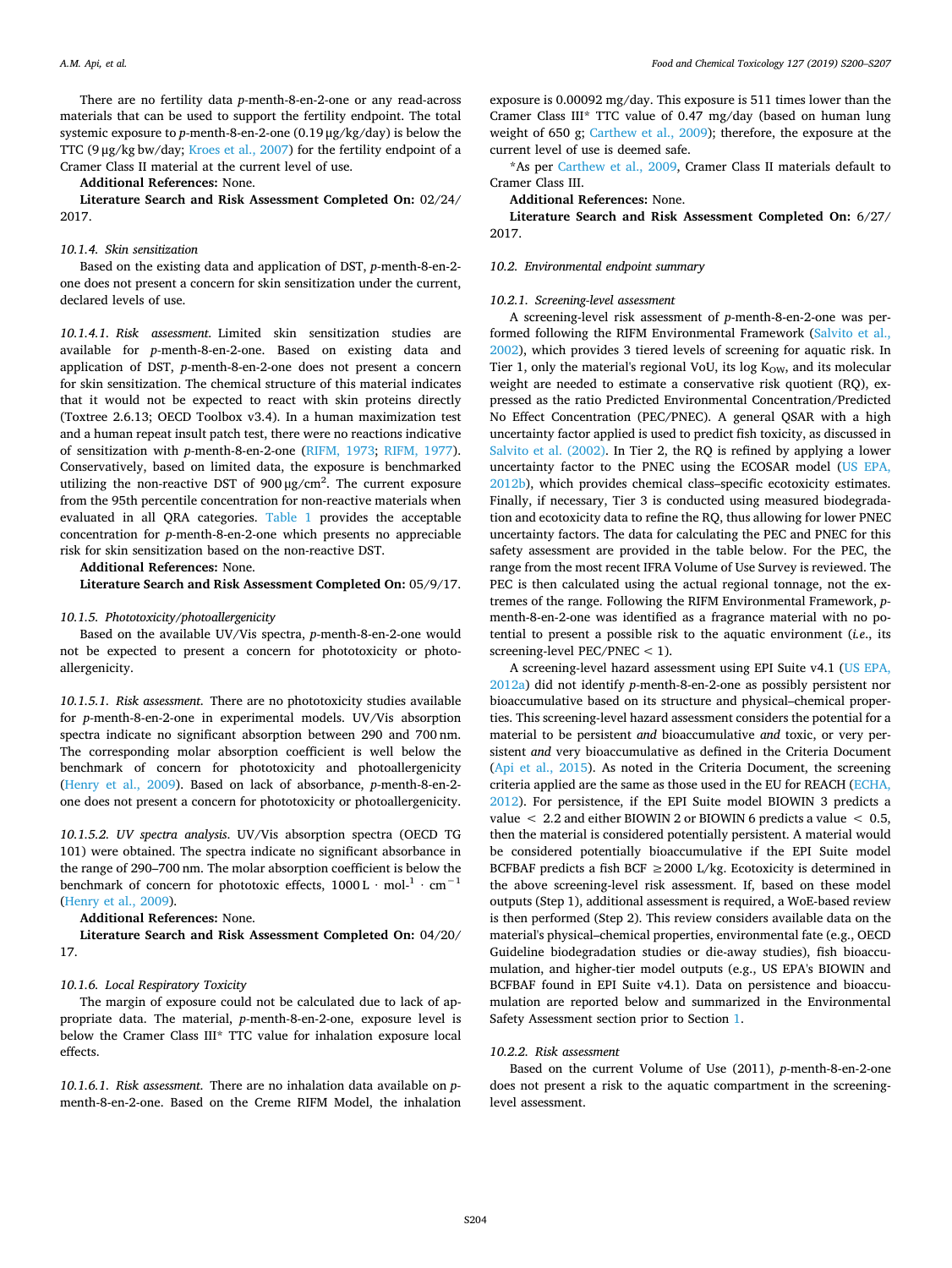There are no fertility data *p*-menth-8-en-2-one or any read-across materials that can be used to support the fertility endpoint. The total systemic exposure to *p*-menth-8-en-2-one (0.19 μg/kg/day) is below the TTC (9 μg/kg bw/day; Kroes et al., 2007) for the fertility endpoint of a Cramer Class II material at the current level of use.

**Additional References:** None.

**Literature Search and Risk Assessment Completed On:** 02/24/2017.

#### 10.1.4. Skin sensitization

Based on the existing data and application of DST, *p*-menth-8-en-2-one does not present a concern for skin sensitization under the current, declared levels of use.

*10.1.4.1. Risk assessment.* Limited skin sensitization studies are available for *p*-menth-8-en-2-one. Based on existing data and application of DST, *p*-menth-8-en-2-one does not present a concern for skin sensitization. The chemical structure of this material indicates that it would not be expected to react with skin proteins directly (Toxtree 2.6.13; OECD Toolbox v3.4). In a human maximization test and a human repeat insult patch test, there were no reactions indicative of sensitization with *p*-menth-8-en-2-one (RIFM, 1973; RIFM, 1977). Conservatively, based on limited data, the exposure is benchmarked utilizing the non-reactive DST of 900 μg/cm$^2$. The current exposure from the 95th percentile concentration for non-reactive materials when evaluated in all QRA categories. Table 1 provides the acceptable concentration for *p*-menth-8-en-2-one which presents no appreciable risk for skin sensitization based on the non-reactive DST.

**Additional References:** None.

**Literature Search and Risk Assessment Completed On:** 05/9/17.

#### 10.1.5. Phototoxicity/photoallergenicity

Based on the available UV/Vis spectra, *p*-menth-8-en-2-one would not be expected to present a concern for phototoxicity or photoallergenicity.

*10.1.5.1. Risk assessment.* There are no phototoxicity studies available for *p*-menth-8-en-2-one in experimental models. UV/Vis absorption spectra indicate no significant absorption between 290 and 700 nm. The corresponding molar absorption coefficient is well below the benchmark of concern for phototoxicity and photoallergenicity (Henry et al., 2009). Based on lack of absorbance, *p*-menth-8-en-2-one does not present a concern for phototoxicity or photoallergenicity.

*10.1.5.2. UV spectra analysis.* UV/Vis absorption spectra (OECD TG 101) were obtained. The spectra indicate no significant absorbance in the range of 290–700 nm. The molar absorption coefficient is below the benchmark of concern for phototoxic effects, 1000 L · mol$^{-1}$ · cm$^{-1}$ (Henry et al., 2009).

**Additional References:** None.

**Literature Search and Risk Assessment Completed On:** 04/20/17.

#### 10.1.6. Local Respiratory Toxicity

The margin of exposure could not be calculated due to lack of appropriate data. The material, *p*-menth-8-en-2-one, exposure level is below the Cramer Class III* TTC value for inhalation exposure local effects.

*10.1.6.1. Risk assessment.* There are no inhalation data available on *p*-menth-8-en-2-one. Based on the Creme RIFM Model, the inhalation exposure is 0.00092 mg/day. This exposure is 511 times lower than the Cramer Class III* TTC value of 0.47 mg/day (based on human lung weight of 650 g; Carthew et al., 2009); therefore, the exposure at the current level of use is deemed safe.

*As per Carthew et al., 2009, Cramer Class II materials default to Cramer Class III.

**Additional References:** None.

**Literature Search and Risk Assessment Completed On:** 6/27/2017.

### 10.2. Environmental endpoint summary

#### 10.2.1. Screening-level assessment

A screening-level risk assessment of *p*-menth-8-en-2-one was performed following the RIFM Environmental Framework (Salvito et al., 2002), which provides 3 tiered levels of screening for aquatic risk. In Tier 1, only the material's regional VoU, its log $K_{OW}$, and its molecular weight are needed to estimate a conservative risk quotient (RQ), expressed as the ratio Predicted Environmental Concentration/Predicted No Effect Concentration (PEC/PNEC). A general QSAR with a high uncertainty factor applied is used to predict fish toxicity, as discussed in Salvito et al. (2002). In Tier 2, the RQ is refined by applying a lower uncertainty factor to the PNEC using the ECOSAR model (US EPA, 2012b), which provides chemical class–specific ecotoxicity estimates. Finally, if necessary, Tier 3 is conducted using measured biodegradation and ecotoxicity data to refine the RQ, thus allowing for lower PNEC uncertainty factors. The data for calculating the PEC and PNEC for this safety assessment are provided in the table below. For the PEC, the range from the most recent IFRA Volume of Use Survey is reviewed. The PEC is then calculated using the actual regional tonnage, not the extremes of the range. Following the RIFM Environmental Framework, *p*-menth-8-en-2-one was identified as a fragrance material with no potential to present a possible risk to the aquatic environment (*i.e.*, its screening-level PEC/PNEC < 1).

A screening-level hazard assessment using EPI Suite v4.1 (US EPA, 2012a) did not identify *p*-menth-8-en-2-one as possibly persistent nor bioaccumulative based on its structure and physical–chemical properties. This screening-level hazard assessment considers the potential for a material to be persistent *and* bioaccumulative *and* toxic, or very persistent *and* very bioaccumulative as defined in the Criteria Document (Api et al., 2015). As noted in the Criteria Document, the screening criteria applied are the same as those used in the EU for REACH (ECHA, 2012). For persistence, if the EPI Suite model BIOWIN 3 predicts a value < 2.2 and either BIOWIN 2 or BIOWIN 6 predicts a value < 0.5, then the material is considered potentially persistent. A material would be considered potentially bioaccumulative if the EPI Suite model BCFBAF predicts a fish BCF ≥2000 L/kg. Ecotoxicity is determined in the above screening-level risk assessment. If, based on these model outputs (Step 1), additional assessment is required, a WoE-based review is then performed (Step 2). This review considers available data on the material's physical–chemical properties, environmental fate (e.g., OECD Guideline biodegradation studies or die-away studies), fish bioaccumulation, and higher-tier model outputs (e.g., US EPA's BIOWIN and BCFBAF found in EPI Suite v4.1). Data on persistence and bioaccumulation are reported below and summarized in the Environmental Safety Assessment section prior to Section 1.

#### 10.2.2. Risk assessment

Based on the current Volume of Use (2011), *p*-menth-8-en-2-one does not present a risk to the aquatic compartment in the screening-level assessment.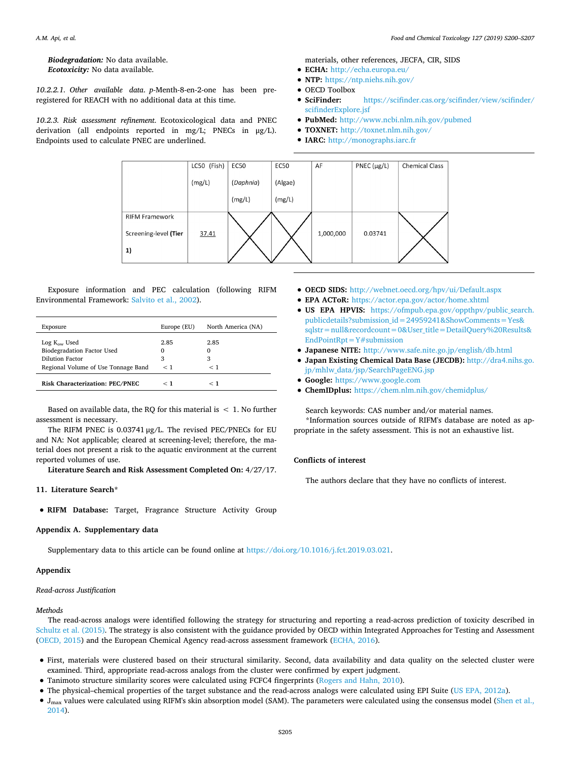***Biodegradation:*** No data available.
***Ecotoxicity:*** No data available.

*10.2.2.1. Other available data*. *p*-Menth-8-en-2-one has been pre-registered for REACH with no additional data at this time.

*10.2.3. Risk assessment refinement*. Ecotoxicological data and PNEC derivation (all endpoints reported in mg/L; PNECs in µg/L). Endpoints used to calculate PNEC are underlined.

| | LC50 (Fish) (mg/L) | EC50 (*Daphnia*) (mg/L) | EC50 (Algae) (mg/L) | AF | PNEC (µg/L) | Chemical Class |
|---|---|---|---|---|---|---|
| RIFM Framework Screening-level **(Tier 1)** | <u>37.41</u> | X | X | 1,000,000 | 0.03741 | X |

Exposure information and PEC calculation (following RIFM Environmental Framework: Salvito et al., 2002).

| Exposure | Europe (EU) | North America (NA) |
|---|---|---|
| Log $K_{ow}$ Used | 2.85 | 2.85 |
| Biodegradation Factor Used | 0 | 0 |
| Dilution Factor | 3 | 3 |
| Regional Volume of Use Tonnage Band | < 1 | < 1 |
| **Risk Characterization: PEC/PNEC** | **< 1** | **< 1** |

Based on available data, the RQ for this material is < 1. No further assessment is necessary.

The RIFM PNEC is 0.03741 µg/L. The revised PEC/PNECs for EU and NA: Not applicable; cleared at screening-level; therefore, the material does not present a risk to the aquatic environment at the current reported volumes of use.

**Literature Search and Risk Assessment Completed On:** 4/27/17.

## 11. Literature Search*

- **RIFM Database:** Target, Fragrance Structure Activity Group materials, other references, JECFA, CIR, SIDS
- **ECHA:** http://echa.europa.eu/
- **NTP:** https://ntp.niehs.nih.gov/
- OECD Toolbox
- **SciFinder:** https://scifinder.cas.org/scifinder/view/scifinder/scifinderExplore.jsf
- **PubMed:** http://www.ncbi.nlm.nih.gov/pubmed
- **TOXNET:** http://toxnet.nlm.nih.gov/
- **IARC:** http://monographs.iarc.fr
- **OECD SIDS:** http://webnet.oecd.org/hpv/ui/Default.aspx
- **EPA ACToR:** https://actor.epa.gov/actor/home.xhtml
- **US EPA HPVIS:** https://ofmpub.epa.gov/oppthpv/public_search.publicdetails?submission_id=24959241&ShowComments=Yes&sqlstr=null&recordcount=0&User_title=DetailQuery%20Results&EndPointRpt=Y#submission
- **Japanese NITE:** http://www.safe.nite.go.jp/english/db.html
- **Japan Existing Chemical Data Base (JECDB):** http://dra4.nihs.go.jp/mhlw_data/jsp/SearchPageENG.jsp
- **Google:** https://www.google.com
- **ChemIDplus:** https://chem.nlm.nih.gov/chemidplus/

Search keywords: CAS number and/or material names.

*Information sources outside of RIFM's database are noted as appropriate in the safety assessment. This is not an exhaustive list.

## Conflicts of interest

The authors declare that they have no conflicts of interest.

## Appendix A. Supplementary data

Supplementary data to this article can be found online at https://doi.org/10.1016/j.fct.2019.03.021.

## Appendix

*Read-across Justification*

*Methods*

The read-across analogs were identified following the strategy for structuring and reporting a read-across prediction of toxicity described in Schultz et al. (2015). The strategy is also consistent with the guidance provided by OECD within Integrated Approaches for Testing and Assessment (OECD, 2015) and the European Chemical Agency read-across assessment framework (ECHA, 2016).

- First, materials were clustered based on their structural similarity. Second, data availability and data quality on the selected cluster were examined. Third, appropriate read-across analogs from the cluster were confirmed by expert judgment.
- Tanimoto structure similarity scores were calculated using FCFC4 fingerprints (Rogers and Hahn, 2010).
- The physical–chemical properties of the target substance and the read-across analogs were calculated using EPI Suite (US EPA, 2012a).
- $J_{max}$ values were calculated using RIFM's skin absorption model (SAM). The parameters were calculated using the consensus model (Shen et al., 2014).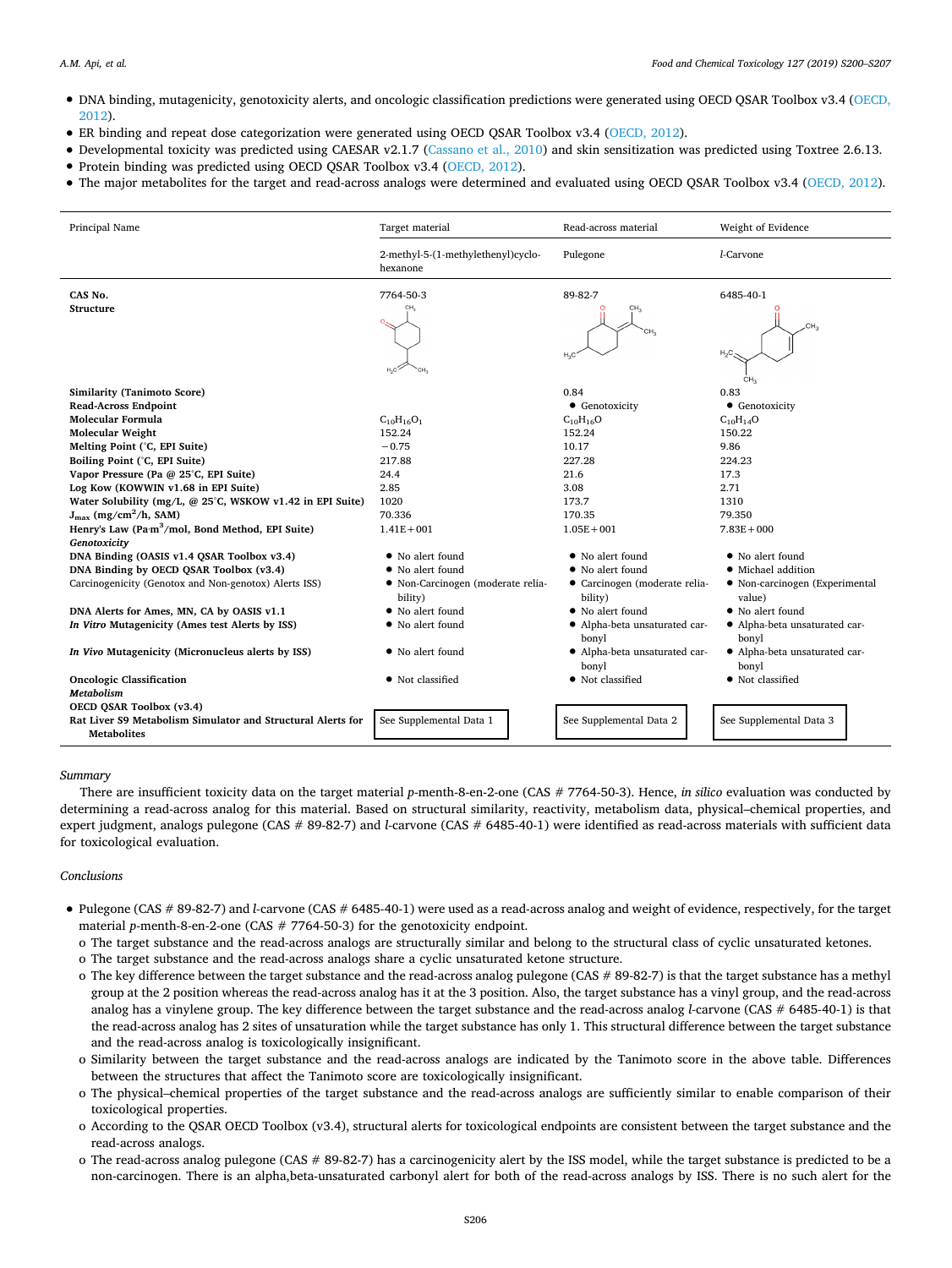- DNA binding, mutagenicity, genotoxicity alerts, and oncologic classification predictions were generated using OECD QSAR Toolbox v3.4 (OECD, 2012).
- ER binding and repeat dose categorization were generated using OECD QSAR Toolbox v3.4 (OECD, 2012).
- Developmental toxicity was predicted using CAESAR v2.1.7 (Cassano et al., 2010) and skin sensitization was predicted using Toxtree 2.6.13.
- Protein binding was predicted using OECD QSAR Toolbox v3.4 (OECD, 2012).
- The major metabolites for the target and read-across analogs were determined and evaluated using OECD QSAR Toolbox v3.4 (OECD, 2012).

| Principal Name | Target material | Read-across material | Weight of Evidence |
|---|---|---|---|
| | 2-methyl-5-(1-methylethenyl)cyclohexanone | Pulegone | *l*-Carvone |
| **CAS No.** | 7764-50-3 | 89-82-7 | 6485-40-1 |
| **Structure** | | | |
| **Similarity (Tanimoto Score)** | | 0.84 | 0.83 |
| **Read-Across Endpoint** | | • Genotoxicity | • Genotoxicity |
| **Molecular Formula** | $C_{10}H_{16}O_1$ | $C_{10}H_{16}O$ | $C_{10}H_{14}O$ |
| **Molecular Weight** | 152.24 | 152.24 | 150.22 |
| **Melting Point (°C, EPI Suite)** | −0.75 | 10.17 | 9.86 |
| **Boiling Point (°C, EPI Suite)** | 217.88 | 227.28 | 224.23 |
| **Vapor Pressure (Pa @ 25°C, EPI Suite)** | 24.4 | 21.6 | 17.3 |
| **Log Kow (KOWWIN v1.68 in EPI Suite)** | 2.85 | 3.08 | 2.71 |
| **Water Solubility (mg/L, @ 25°C, WSKOW v1.42 in EPI Suite)** | 1020 | 173.7 | 1310 |
| **$J_{max}$ (mg/cm$^2$/h, SAM)** | 70.336 | 170.35 | 79.350 |
| **Henry's Law (Pa·m$^3$/mol, Bond Method, EPI Suite)** | 1.41E+001 | 1.05E+001 | 7.83E+000 |
| ***Genotoxicity*** | | | |
| **DNA Binding (OASIS v1.4 QSAR Toolbox v3.4)** | • No alert found | • No alert found | • No alert found |
| **DNA Binding by OECD QSAR Toolbox (v3.4)** | • No alert found | • No alert found | • Michael addition |
| Carcinogenicity (Genotox and Non-genotox) Alerts ISS) | • Non-Carcinogen (moderate reliability) | • Carcinogen (moderate reliability) | • Non-carcinogen (Experimental value) |
| **DNA Alerts for Ames, MN, CA by OASIS v1.1** | • No alert found | • No alert found | • No alert found |
| ***In Vitro* Mutagenicity (Ames test Alerts by ISS)** | • No alert found | • Alpha-beta unsaturated carbonyl | • Alpha-beta unsaturated carbonyl |
| ***In Vivo* Mutagenicity (Micronucleus alerts by ISS)** | • No alert found | • Alpha-beta unsaturated carbonyl | • Alpha-beta unsaturated carbonyl |
| **Oncologic Classification** | • Not classified | • Not classified | • Not classified |
| ***Metabolism*** | | | |
| **OECD QSAR Toolbox (v3.4)** | | | |
| **Rat Liver S9 Metabolism Simulator and Structural Alerts for Metabolites** | See Supplemental Data 1 | See Supplemental Data 2 | See Supplemental Data 3 |

*Summary*

There are insufficient toxicity data on the target material *p*-menth-8-en-2-one (CAS # 7764-50-3). Hence, *in silico* evaluation was conducted by determining a read-across analog for this material. Based on structural similarity, reactivity, metabolism data, physical–chemical properties, and expert judgment, analogs pulegone (CAS # 89-82-7) and *l*-carvone (CAS # 6485-40-1) were identified as read-across materials with sufficient data for toxicological evaluation.

*Conclusions*

- Pulegone (CAS # 89-82-7) and *l*-carvone (CAS # 6485-40-1) were used as a read-across analog and weight of evidence, respectively, for the target material *p*-menth-8-en-2-one (CAS # 7764-50-3) for the genotoxicity endpoint.
  - o The target substance and the read-across analogs are structurally similar and belong to the structural class of cyclic unsaturated ketones.
  - o The target substance and the read-across analogs share a cyclic unsaturated ketone structure.
  - o The key difference between the target substance and the read-across analog pulegone (CAS # 89-82-7) is that the target substance has a methyl group at the 2 position whereas the read-across analog has it at the 3 position. Also, the target substance has a vinyl group, and the read-across analog has a vinylene group. The key difference between the target substance and the read-across analog *l*-carvone (CAS # 6485-40-1) is that the read-across analog has 2 sites of unsaturation while the target substance has only 1. This structural difference between the target substance and the read-across analog is toxicologically insignificant.
  - o Similarity between the target substance and the read-across analogs are indicated by the Tanimoto score in the above table. Differences between the structures that affect the Tanimoto score are toxicologically insignificant.
  - o The physical–chemical properties of the target substance and the read-across analogs are sufficiently similar to enable comparison of their toxicological properties.
  - o According to the QSAR OECD Toolbox (v3.4), structural alerts for toxicological endpoints are consistent between the target substance and the read-across analogs.
  - o The read-across analog pulegone (CAS # 89-82-7) has a carcinogenicity alert by the ISS model, while the target substance is predicted to be a non-carcinogen. There is an alpha,beta-unsaturated carbonyl alert for both of the read-across analogs by ISS. There is no such alert for the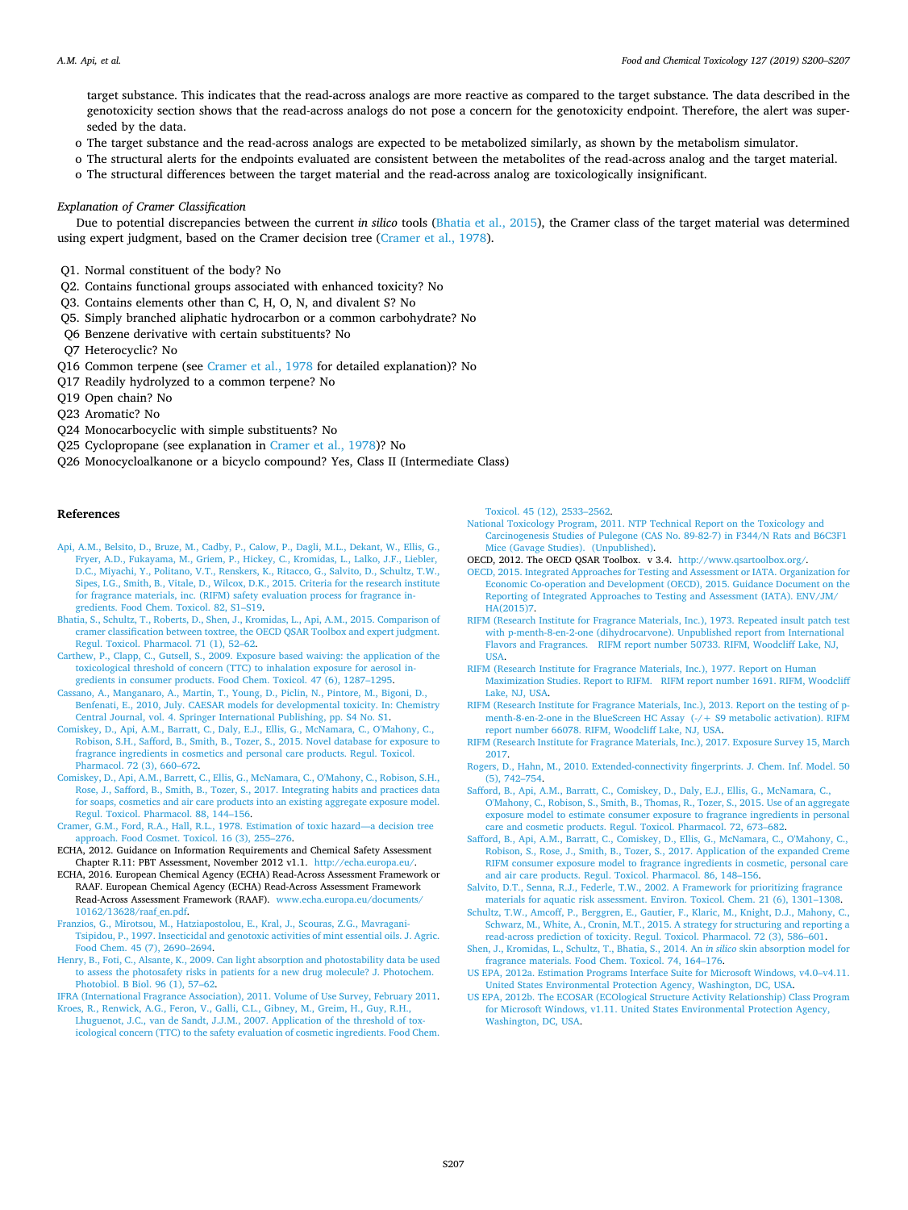target substance. This indicates that the read-across analogs are more reactive as compared to the target substance. The data described in the genotoxicity section shows that the read-across analogs do not pose a concern for the genotoxicity endpoint. Therefore, the alert was superseded by the data.

- o The target substance and the read-across analogs are expected to be metabolized similarly, as shown by the metabolism simulator.
- o The structural alerts for the endpoints evaluated are consistent between the metabolites of the read-across analog and the target material.
- o The structural differences between the target material and the read-across analog are toxicologically insignificant.

*Explanation of Cramer Classification*

Due to potential discrepancies between the current *in silico* tools (Bhatia et al., 2015), the Cramer class of the target material was determined using expert judgment, based on the Cramer decision tree (Cramer et al., 1978).

Q1. Normal constituent of the body? No
Q2. Contains functional groups associated with enhanced toxicity? No
Q3. Contains elements other than C, H, O, N, and divalent S? No
Q5. Simply branched aliphatic hydrocarbon or a common carbohydrate? No
Q6 Benzene derivative with certain substituents? No
Q7 Heterocyclic? No
Q16 Common terpene (see Cramer et al., 1978 for detailed explanation)? No
Q17 Readily hydrolyzed to a common terpene? No
Q19 Open chain? No
Q23 Aromatic? No
Q24 Monocarbocyclic with simple substituents? No
Q25 Cyclopropane (see explanation in Cramer et al., 1978)? No
Q26 Monocycloalkanone or a bicyclo compound? Yes, Class II (Intermediate Class)

## References

Api, A.M., Belsito, D., Bruze, M., Cadby, P., Calow, P., Dagli, M.L., Dekant, W., Ellis, G., Fryer, A.D., Fukayama, M., Griem, P., Hickey, C., Kromidas, L., Lalko, J.F., Liebler, D.C., Miyachi, Y., Politano, V.T., Renskers, K., Ritacco, G., Salvito, D., Schultz, T.W., Sipes, I.G., Smith, B., Vitale, D., Wilcox, D.K., 2015. Criteria for the research institute for fragrance materials, inc. (RIFM) safety evaluation process for fragrance ingredients. Food Chem. Toxicol. 82, S1–S19.

Bhatia, S., Schultz, T., Roberts, D., Shen, J., Kromidas, L., Api, A.M., 2015. Comparison of cramer classification between toxtree, the OECD QSAR Toolbox and expert judgment. Regul. Toxicol. Pharmacol. 71 (1), 52–62.

Carthew, P., Clapp, C., Gutsell, S., 2009. Exposure based waiving: the application of the toxicological threshold of concern (TTC) to inhalation exposure for aerosol ingredients in consumer products. Food Chem. Toxicol. 47 (6), 1287–1295.

Cassano, A., Manganaro, A., Martin, T., Young, D., Piclin, N., Pintore, M., Bigoni, D., Benfenati, E., 2010, July. CAESAR models for developmental toxicity. In: Chemistry Central Journal, vol. 4. Springer International Publishing, pp. S4 No. S1.

Comiskey, D., Api, A.M., Barratt, C., Daly, E.J., Ellis, G., McNamara, C., O'Mahony, C., Robison, S.H., Safford, B., Smith, B., Tozer, S., 2015. Novel database for exposure to fragrance ingredients in cosmetics and personal care products. Regul. Toxicol. Pharmacol. 72 (3), 660–672.

Comiskey, D., Api, A.M., Barrett, C., Ellis, G., McNamara, C., O'Mahony, C., Robison, S.H., Rose, J., Safford, B., Smith, B., Tozer, S., 2017. Integrating habits and practices data for soaps, cosmetics and air care products into an existing aggregate exposure model. Regul. Toxicol. Pharmacol. 88, 144–156.

Cramer, G.M., Ford, R.A., Hall, R.L., 1978. Estimation of toxic hazard—a decision tree approach. Food Cosmet. Toxicol. 16 (3), 255–276.

ECHA, 2012. Guidance on Information Requirements and Chemical Safety Assessment Chapter R.11: PBT Assessment, November 2012 v1.1. http://echa.europa.eu/.

ECHA, 2016. European Chemical Agency (ECHA) Read-Across Assessment Framework or RAAF. European Chemical Agency (ECHA) Read-Across Assessment Framework Read-Across Assessment Framework (RAAF). www.echa.europa.eu/documents/10162/13628/raaf_en.pdf.

Franzios, G., Mirotsou, M., Hatziapostolou, E., Kral, J., Scouras, Z.G., Mavragani-Tsipidou, P., 1997. Insecticidal and genotoxic activities of mint essential oils. J. Agric. Food Chem. 45 (7), 2690–2694.

Henry, B., Foti, C., Alsante, K., 2009. Can light absorption and photostability data be used to assess the photosafety risks in patients for a new drug molecule? J. Photochem. Photobiol. B Biol. 96 (1), 57–62.

IFRA (International Fragrance Association), 2011. Volume of Use Survey, February 2011.

Kroes, R., Renwick, A.G., Feron, V., Galli, C.L., Gibney, M., Greim, H., Guy, R.H., Lhuguenot, J.C., van de Sandt, J.J.M., 2007. Application of the threshold of toxicological concern (TTC) to the safety evaluation of cosmetic ingredients. Food Chem. Toxicol. 45 (12), 2533–2562.

National Toxicology Program, 2011. NTP Technical Report on the Toxicology and Carcinogenesis Studies of Pulegone (CAS No. 89-82-7) in F344/N Rats and B6C3F1 Mice (Gavage Studies). (Unpublished).

OECD, 2012. The OECD QSAR Toolbox. v 3.4. http://www.qsartoolbox.org/.

OECD, 2015. Integrated Approaches for Testing and Assessment or IATA. Organization for Economic Co-operation and Development (OECD), 2015. Guidance Document on the Reporting of Integrated Approaches to Testing and Assessment (IATA). ENV/JM/HA(2015)7.

RIFM (Research Institute for Fragrance Materials, Inc.), 1973. Repeated insult patch test with p-menth-8-en-2-one (dihydrocarvone). Unpublished report from International Flavors and Fragrances. RIFM report number 50733. RIFM, Woodcliff Lake, NJ, USA.

RIFM (Research Institute for Fragrance Materials, Inc.), 1977. Report on Human Maximization Studies. Report to RIFM. RIFM report number 1691. RIFM, Woodcliff Lake, NJ, USA.

RIFM (Research Institute for Fragrance Materials, Inc.), 2013. Report on the testing of p-menth-8-en-2-one in the BlueScreen HC Assay (-/+ S9 metabolic activation). RIFM report number 66078. RIFM, Woodcliff Lake, NJ, USA.

RIFM (Research Institute for Fragrance Materials, Inc.), 2017. Exposure Survey 15, March 2017.

Rogers, D., Hahn, M., 2010. Extended-connectivity fingerprints. J. Chem. Inf. Model. 50 (5), 742–754.

Safford, B., Api, A.M., Barratt, C., Comiskey, D., Daly, E.J., Ellis, G., McNamara, C., O'Mahony, C., Robison, S., Smith, B., Thomas, R., Tozer, S., 2015. Use of an aggregate exposure model to estimate consumer exposure to fragrance ingredients in personal care and cosmetic products. Regul. Toxicol. Pharmacol. 72, 673–682.

Safford, B., Api, A.M., Barratt, C., Comiskey, D., Ellis, G., McNamara, C., O'Mahony, C., Robison, S., Rose, J., Smith, B., Tozer, S., 2017. Application of the expanded Creme RIFM consumer exposure model to fragrance ingredients in cosmetic, personal care and air care products. Regul. Toxicol. Pharmacol. 86, 148–156.

Salvito, D.T., Senna, R.J., Federle, T.W., 2002. A Framework for prioritizing fragrance materials for aquatic risk assessment. Environ. Toxicol. Chem. 21 (6), 1301–1308.

Schultz, T.W., Amcoff, P., Berggren, E., Gautier, F., Klaric, M., Knight, D.J., Mahony, C., Schwarz, M., White, A., Cronin, M.T., 2015. A strategy for structuring and reporting a read-across prediction of toxicity. Regul. Toxicol. Pharmacol. 72 (3), 586–601.

Shen, J., Kromidas, L., Schultz, T., Bhatia, S., 2014. An *in silico* skin absorption model for fragrance materials. Food Chem. Toxicol. 74, 164–176.

US EPA, 2012a. Estimation Programs Interface Suite for Microsoft Windows, v4.0–v4.11. United States Environmental Protection Agency, Washington, DC, USA.

US EPA, 2012b. The ECOSAR (ECOlogical Structure Activity Relationship) Class Program for Microsoft Windows, v1.11. United States Environmental Protection Agency, Washington, DC, USA.